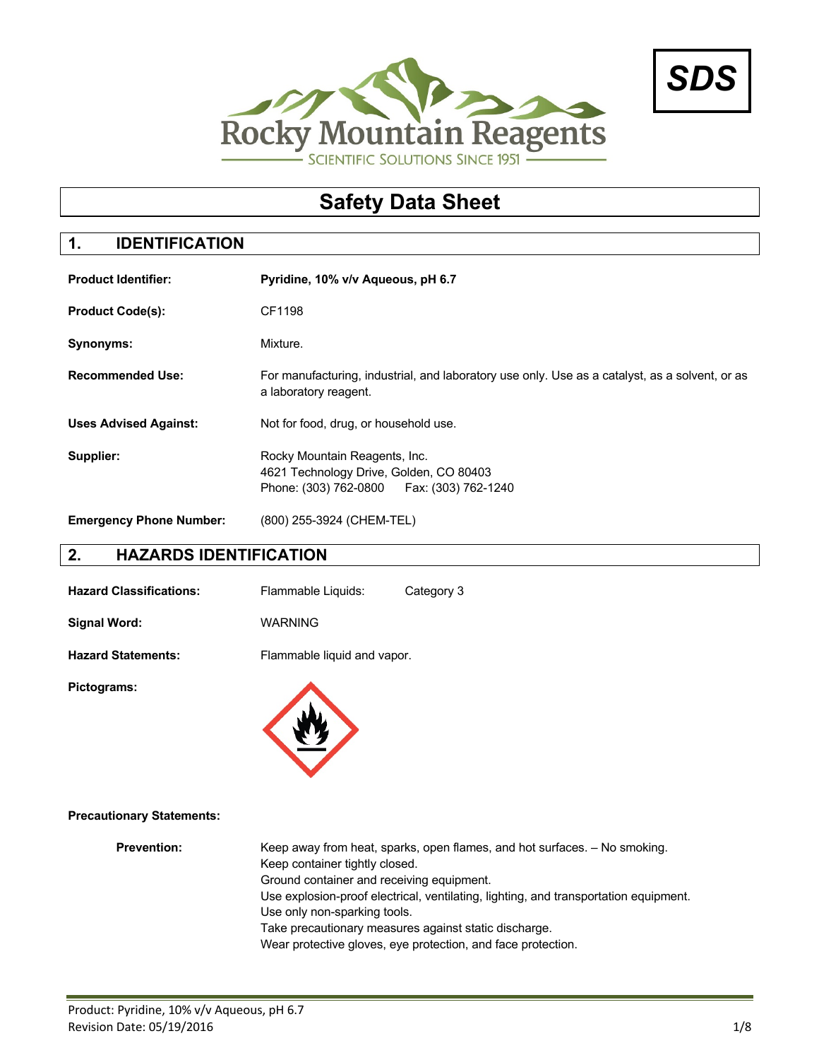Rocky Mountain Reagents

SCIENTIFIC SOLUTIONS SINCE 1951

**SDS**

# Safety Data Sheet

## 1. IDENTIFICATION

**Product Identifier:** **Pyridine, 10% v/v Aqueous, pH 6.7**

**Product Code(s):** CF1198

**Synonyms:** Mixture.

**Recommended Use:** For manufacturing, industrial, and laboratory use only. Use as a catalyst, as a solvent, or as a laboratory reagent.

**Uses Advised Against:** Not for food, drug, or household use.

**Supplier:** Rocky Mountain Reagents, Inc.
4621 Technology Drive, Golden, CO 80403
Phone: (303) 762-0800 Fax: (303) 762-1240

**Emergency Phone Number:** (800) 255-3924 (CHEM-TEL)

## 2. HAZARDS IDENTIFICATION

**Hazard Classifications:** Flammable Liquids: Category 3

**Signal Word:** WARNING

**Hazard Statements:** Flammable liquid and vapor.

**Pictograms:**

**Precautionary Statements:**

**Prevention:**

Keep away from heat, sparks, open flames, and hot surfaces. – No smoking.
Keep container tightly closed.
Ground container and receiving equipment.
Use explosion-proof electrical, ventilating, lighting, and transportation equipment.
Use only non-sparking tools.
Take precautionary measures against static discharge.
Wear protective gloves, eye protection, and face protection.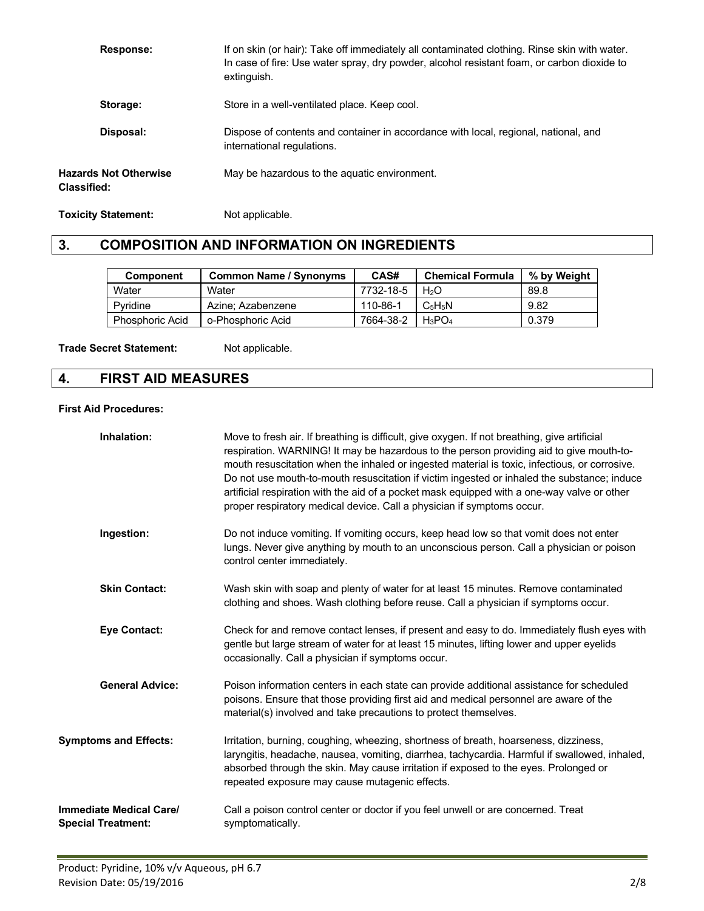**Response:** If on skin (or hair): Take off immediately all contaminated clothing. Rinse skin with water. In case of fire: Use water spray, dry powder, alcohol resistant foam, or carbon dioxide to extinguish.

**Storage:** Store in a well-ventilated place. Keep cool.

**Disposal:** Dispose of contents and container in accordance with local, regional, national, and international regulations.

**Hazards Not Otherwise Classified:** May be hazardous to the aquatic environment.

**Toxicity Statement:** Not applicable.

## 3. COMPOSITION AND INFORMATION ON INGREDIENTS

| Component | Common Name / Synonyms | CAS# | Chemical Formula | % by Weight |
|---|---|---|---|---|
| Water | Water | 7732-18-5 | $H_2O$ | 89.8 |
| Pyridine | Azine; Azabenzene | 110-86-1 | $C_5H_5N$ | 9.82 |
| Phosphoric Acid | o-Phosphoric Acid | 7664-38-2 | $H_3PO_4$ | 0.379 |

**Trade Secret Statement:** Not applicable.

## 4. FIRST AID MEASURES

**First Aid Procedures:**

**Inhalation:** Move to fresh air. If breathing is difficult, give oxygen. If not breathing, give artificial respiration. WARNING! It may be hazardous to the person providing aid to give mouth-to-mouth resuscitation when the inhaled or ingested material is toxic, infectious, or corrosive. Do not use mouth-to-mouth resuscitation if victim ingested or inhaled the substance; induce artificial respiration with the aid of a pocket mask equipped with a one-way valve or other proper respiratory medical device. Call a physician if symptoms occur.

**Ingestion:** Do not induce vomiting. If vomiting occurs, keep head low so that vomit does not enter lungs. Never give anything by mouth to an unconscious person. Call a physician or poison control center immediately.

**Skin Contact:** Wash skin with soap and plenty of water for at least 15 minutes. Remove contaminated clothing and shoes. Wash clothing before reuse. Call a physician if symptoms occur.

**Eye Contact:** Check for and remove contact lenses, if present and easy to do. Immediately flush eyes with gentle but large stream of water for at least 15 minutes, lifting lower and upper eyelids occasionally. Call a physician if symptoms occur.

**General Advice:** Poison information centers in each state can provide additional assistance for scheduled poisons. Ensure that those providing first aid and medical personnel are aware of the material(s) involved and take precautions to protect themselves.

**Symptoms and Effects:** Irritation, burning, coughing, wheezing, shortness of breath, hoarseness, dizziness, laryngitis, headache, nausea, vomiting, diarrhea, tachycardia. Harmful if swallowed, inhaled, absorbed through the skin. May cause irritation if exposed to the eyes. Prolonged or repeated exposure may cause mutagenic effects.

**Immediate Medical Care/ Special Treatment:** Call a poison control center or doctor if you feel unwell or are concerned. Treat symptomatically.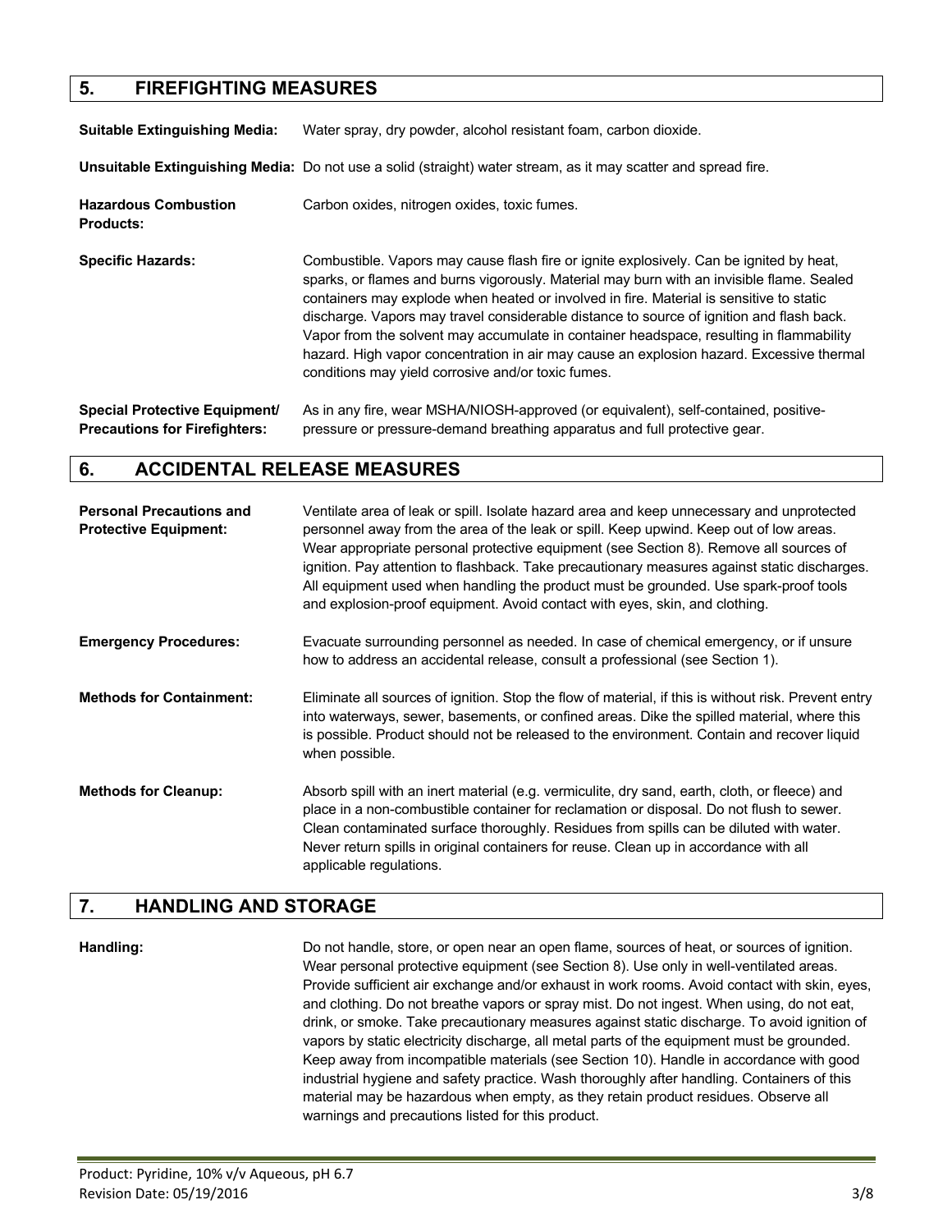## 5. FIREFIGHTING MEASURES

**Suitable Extinguishing Media:** Water spray, dry powder, alcohol resistant foam, carbon dioxide.

**Unsuitable Extinguishing Media:** Do not use a solid (straight) water stream, as it may scatter and spread fire.

**Hazardous Combustion Products:** Carbon oxides, nitrogen oxides, toxic fumes.

**Specific Hazards:** Combustible. Vapors may cause flash fire or ignite explosively. Can be ignited by heat, sparks, or flames and burns vigorously. Material may burn with an invisible flame. Sealed containers may explode when heated or involved in fire. Material is sensitive to static discharge. Vapors may travel considerable distance to source of ignition and flash back. Vapor from the solvent may accumulate in container headspace, resulting in flammability hazard. High vapor concentration in air may cause an explosion hazard. Excessive thermal conditions may yield corrosive and/or toxic fumes.

**Special Protective Equipment/ Precautions for Firefighters:** As in any fire, wear MSHA/NIOSH-approved (or equivalent), self-contained, positive-pressure or pressure-demand breathing apparatus and full protective gear.

## 6. ACCIDENTAL RELEASE MEASURES

**Personal Precautions and Protective Equipment:** Ventilate area of leak or spill. Isolate hazard area and keep unnecessary and unprotected personnel away from the area of the leak or spill. Keep upwind. Keep out of low areas. Wear appropriate personal protective equipment (see Section 8). Remove all sources of ignition. Pay attention to flashback. Take precautionary measures against static discharges. All equipment used when handling the product must be grounded. Use spark-proof tools and explosion-proof equipment. Avoid contact with eyes, skin, and clothing.

**Emergency Procedures:** Evacuate surrounding personnel as needed. In case of chemical emergency, or if unsure how to address an accidental release, consult a professional (see Section 1).

**Methods for Containment:** Eliminate all sources of ignition. Stop the flow of material, if this is without risk. Prevent entry into waterways, sewer, basements, or confined areas. Dike the spilled material, where this is possible. Product should not be released to the environment. Contain and recover liquid when possible.

**Methods for Cleanup:** Absorb spill with an inert material (e.g. vermiculite, dry sand, earth, cloth, or fleece) and place in a non-combustible container for reclamation or disposal. Do not flush to sewer. Clean contaminated surface thoroughly. Residues from spills can be diluted with water. Never return spills in original containers for reuse. Clean up in accordance with all applicable regulations.

## 7. HANDLING AND STORAGE

**Handling:** Do not handle, store, or open near an open flame, sources of heat, or sources of ignition. Wear personal protective equipment (see Section 8). Use only in well-ventilated areas. Provide sufficient air exchange and/or exhaust in work rooms. Avoid contact with skin, eyes, and clothing. Do not breathe vapors or spray mist. Do not ingest. When using, do not eat, drink, or smoke. Take precautionary measures against static discharge. To avoid ignition of vapors by static electricity discharge, all metal parts of the equipment must be grounded. Keep away from incompatible materials (see Section 10). Handle in accordance with good industrial hygiene and safety practice. Wash thoroughly after handling. Containers of this material may be hazardous when empty, as they retain product residues. Observe all warnings and precautions listed for this product.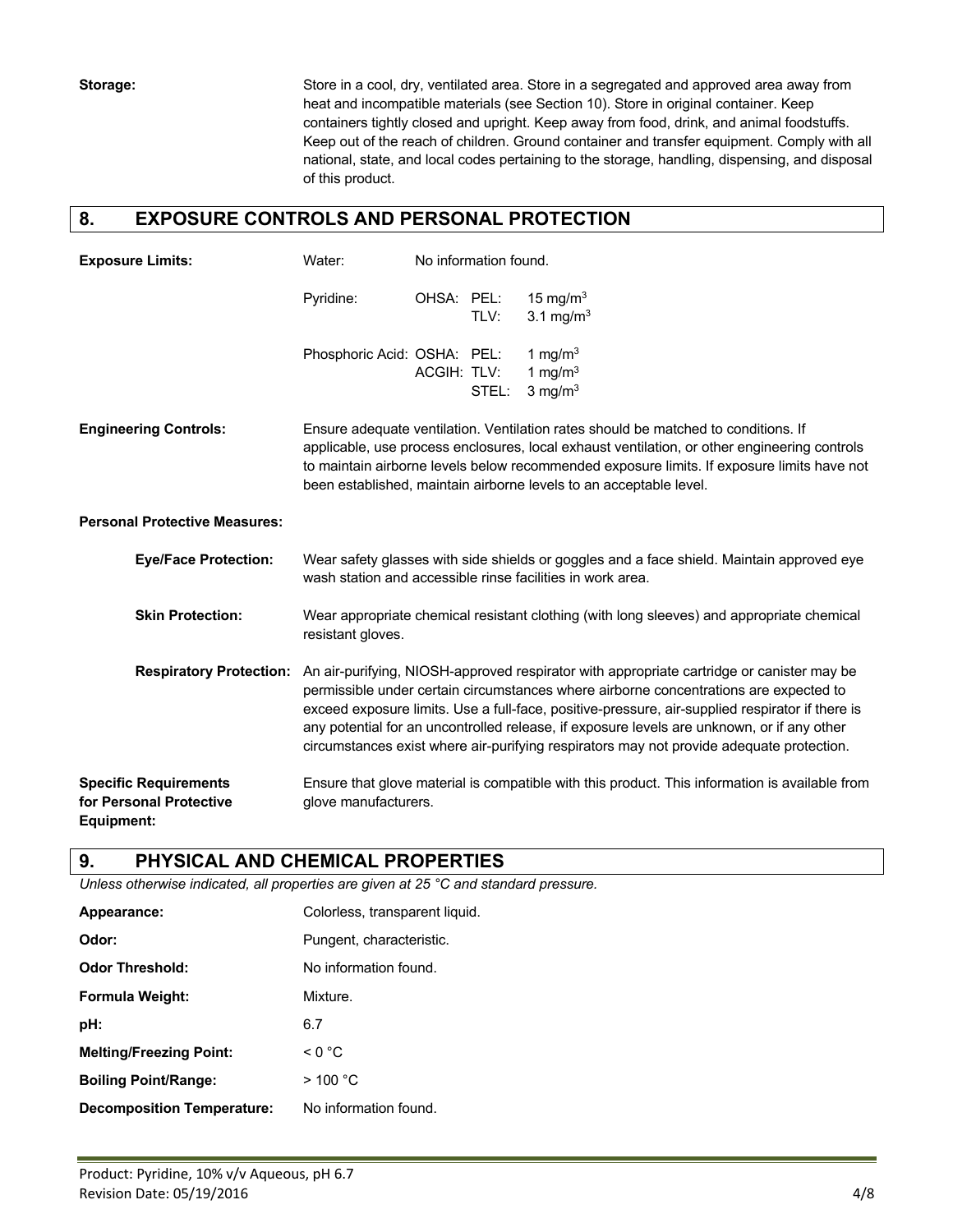**Storage:** Store in a cool, dry, ventilated area. Store in a segregated and approved area away from heat and incompatible materials (see Section 10). Store in original container. Keep containers tightly closed and upright. Keep away from food, drink, and animal foodstuffs. Keep out of the reach of children. Ground container and transfer equipment. Comply with all national, state, and local codes pertaining to the storage, handling, dispensing, and disposal of this product.

## 8. EXPOSURE CONTROLS AND PERSONAL PROTECTION

**Exposure Limits:**

| Component | Agency | Limit | Value |
|---|---|---|---|
| Water: | No information found. | | |
| Pyridine: | OHSA: | PEL: | 15 mg/m$^3$ |
| | | TLV: | 3.1 mg/m$^3$ |
| Phosphoric Acid: | OSHA: | PEL: | 1 mg/m$^3$ |
| | ACGIH: | TLV: | 1 mg/m$^3$ |
| | | STEL: | 3 mg/m$^3$ |

**Engineering Controls:** Ensure adequate ventilation. Ventilation rates should be matched to conditions. If applicable, use process enclosures, local exhaust ventilation, or other engineering controls to maintain airborne levels below recommended exposure limits. If exposure limits have not been established, maintain airborne levels to an acceptable level.

**Personal Protective Measures:**

**Eye/Face Protection:** Wear safety glasses with side shields or goggles and a face shield. Maintain approved eye wash station and accessible rinse facilities in work area.

**Skin Protection:** Wear appropriate chemical resistant clothing (with long sleeves) and appropriate chemical resistant gloves.

**Respiratory Protection:** An air-purifying, NIOSH-approved respirator with appropriate cartridge or canister may be permissible under certain circumstances where airborne concentrations are expected to exceed exposure limits. Use a full-face, positive-pressure, air-supplied respirator if there is any potential for an uncontrolled release, if exposure levels are unknown, or if any other circumstances exist where air-purifying respirators may not provide adequate protection.

**Specific Requirements for Personal Protective Equipment:** Ensure that glove material is compatible with this product. This information is available from glove manufacturers.

## 9. PHYSICAL AND CHEMICAL PROPERTIES

*Unless otherwise indicated, all properties are given at 25 °C and standard pressure.*

**Appearance:** Colorless, transparent liquid.

**Odor:** Pungent, characteristic.

**Odor Threshold:** No information found.

**Formula Weight:** Mixture.

**pH:** 6.7

**Melting/Freezing Point:** < 0 °C

**Boiling Point/Range:** > 100 °C

**Decomposition Temperature:** No information found.

Product: Pyridine, 10% v/v Aqueous, pH 6.7
Revision Date: 05/19/2016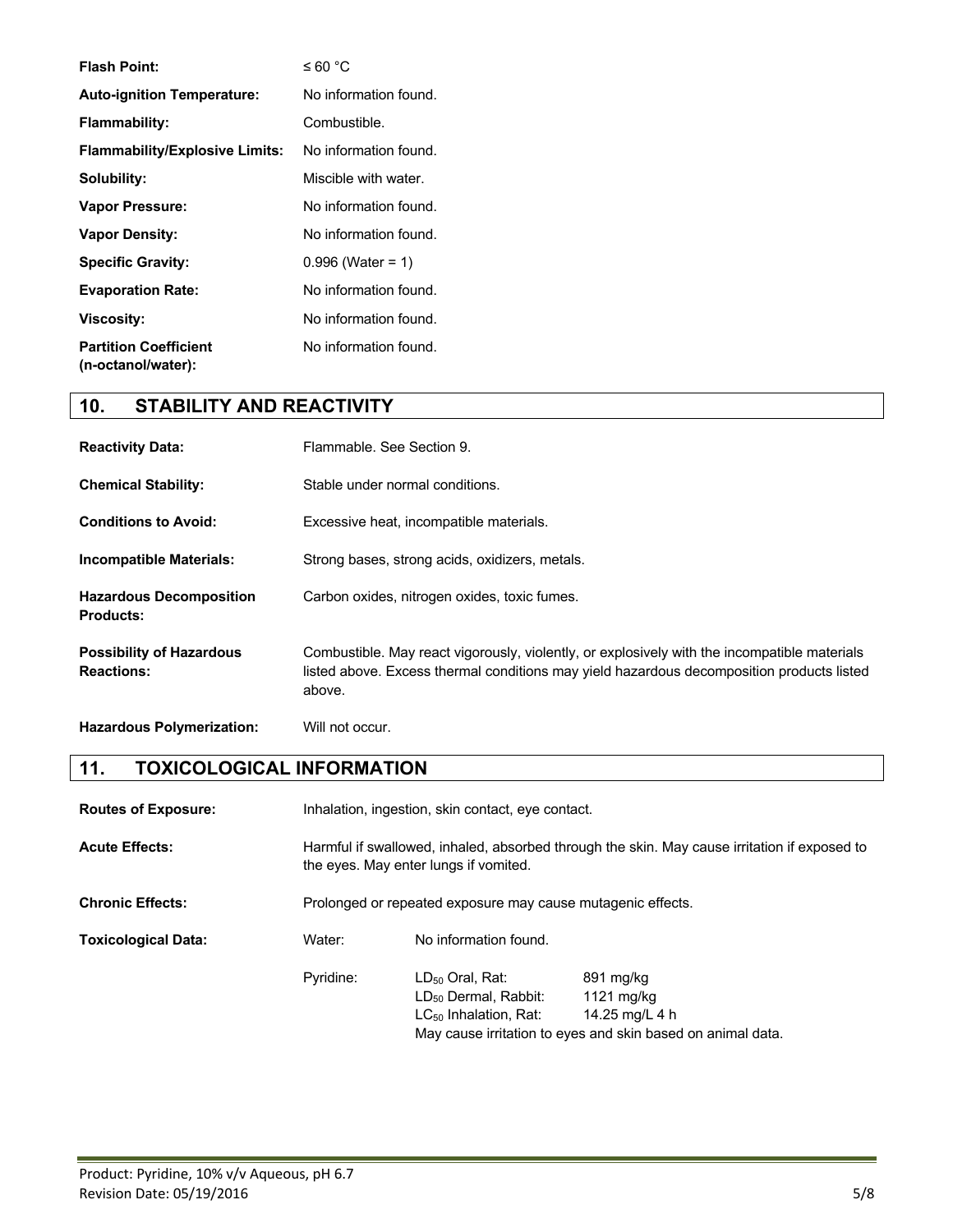| | |
|---|---|
| **Flash Point:** | ≤ 60 °C |
| **Auto-ignition Temperature:** | No information found. |
| **Flammability:** | Combustible. |
| **Flammability/Explosive Limits:** | No information found. |
| **Solubility:** | Miscible with water. |
| **Vapor Pressure:** | No information found. |
| **Vapor Density:** | No information found. |
| **Specific Gravity:** | 0.996 (Water = 1) |
| **Evaporation Rate:** | No information found. |
| **Viscosity:** | No information found. |
| **Partition Coefficient (n-octanol/water):** | No information found. |

## 10. STABILITY AND REACTIVITY

| | |
|---|---|
| **Reactivity Data:** | Flammable. See Section 9. |
| **Chemical Stability:** | Stable under normal conditions. |
| **Conditions to Avoid:** | Excessive heat, incompatible materials. |
| **Incompatible Materials:** | Strong bases, strong acids, oxidizers, metals. |
| **Hazardous Decomposition Products:** | Carbon oxides, nitrogen oxides, toxic fumes. |
| **Possibility of Hazardous Reactions:** | Combustible. May react vigorously, violently, or explosively with the incompatible materials listed above. Excess thermal conditions may yield hazardous decomposition products listed above. |
| **Hazardous Polymerization:** | Will not occur. |

## 11. TOXICOLOGICAL INFORMATION

| | |
|---|---|
| **Routes of Exposure:** | Inhalation, ingestion, skin contact, eye contact. |
| **Acute Effects:** | Harmful if swallowed, inhaled, absorbed through the skin. May cause irritation if exposed to the eyes. May enter lungs if vomited. |
| **Chronic Effects:** | Prolonged or repeated exposure may cause mutagenic effects. |

**Toxicological Data:**

| | | |
|---|---|---|
| Water: | No information found. | |
| Pyridine: | $LD_{50}$ Oral, Rat: | 891 mg/kg |
| | $LD_{50}$ Dermal, Rabbit: | 1121 mg/kg |
| | $LC_{50}$ Inhalation, Rat: | 14.25 mg/L 4 h |
| | May cause irritation to eyes and skin based on animal data. | |

Product: Pyridine, 10% v/v Aqueous, pH 6.7
Revision Date: 05/19/2016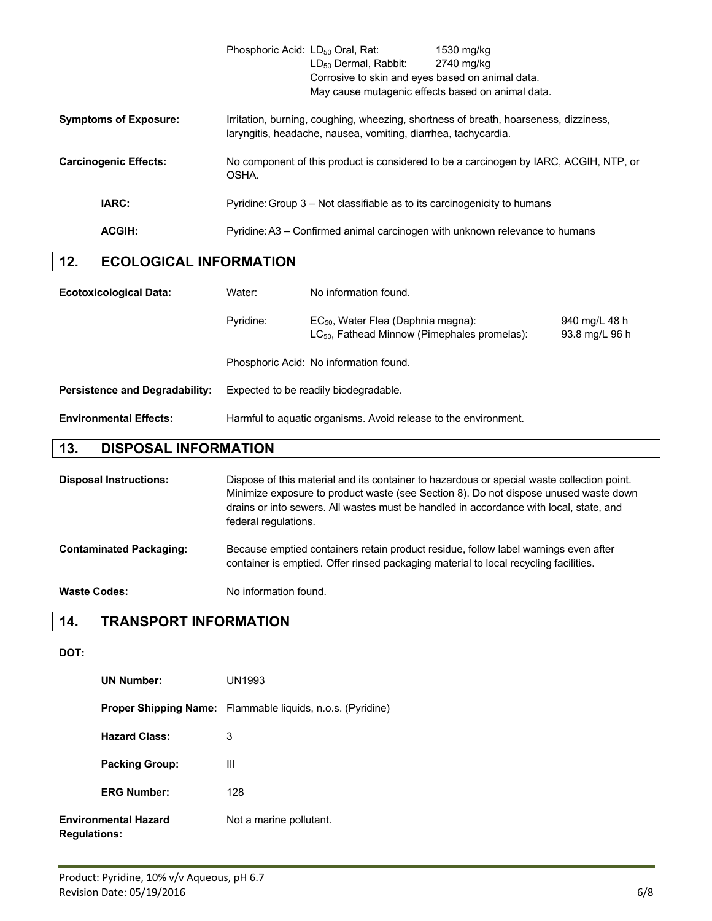| | |
|---|---|
| | Phosphoric Acid: $LD_{50}$ Oral, Rat: 1530 mg/kg<br>$LD_{50}$ Dermal, Rabbit: 2740 mg/kg<br>Corrosive to skin and eyes based on animal data.<br>May cause mutagenic effects based on animal data. |
| **Symptoms of Exposure:** | Irritation, burning, coughing, wheezing, shortness of breath, hoarseness, dizziness, laryngitis, headache, nausea, vomiting, diarrhea, tachycardia. |
| **Carcinogenic Effects:** | No component of this product is considered to be a carcinogen by IARC, ACGIH, NTP, or OSHA. |
| **IARC:** | Pyridine: Group 3 – Not classifiable as to its carcinogenicity to humans |
| **ACGIH:** | Pyridine: A3 – Confirmed animal carcinogen with unknown relevance to humans |

## 12. ECOLOGICAL INFORMATION

| | | | |
|---|---|---|---|
| **Ecotoxicological Data:** | Water: | No information found. | |
| | Pyridine: | $EC_{50}$, Water Flea (Daphnia magna):<br>$LC_{50}$, Fathead Minnow (Pimephales promelas): | 940 mg/L 48 h<br>93.8 mg/L 96 h |
| | Phosphoric Acid: | No information found. | |

**Persistence and Degradability:** Expected to be readily biodegradable.

**Environmental Effects:** Harmful to aquatic organisms. Avoid release to the environment.

## 13. DISPOSAL INFORMATION

**Disposal Instructions:** Dispose of this material and its container to hazardous or special waste collection point. Minimize exposure to product waste (see Section 8). Do not dispose unused waste down drains or into sewers. All wastes must be handled in accordance with local, state, and federal regulations.

**Contaminated Packaging:** Because emptied containers retain product residue, follow label warnings even after container is emptied. Offer rinsed packaging material to local recycling facilities.

**Waste Codes:** No information found.

## 14. TRANSPORT INFORMATION

**DOT:**

| | |
|---|---|
| **UN Number:** | UN1993 |
| **Proper Shipping Name:** | Flammable liquids, n.o.s. (Pyridine) |
| **Hazard Class:** | 3 |
| **Packing Group:** | III |
| **ERG Number:** | 128 |

**Environmental Hazard Regulations:** Not a marine pollutant.

Product: Pyridine, 10% v/v Aqueous, pH 6.7
Revision Date: 05/19/2016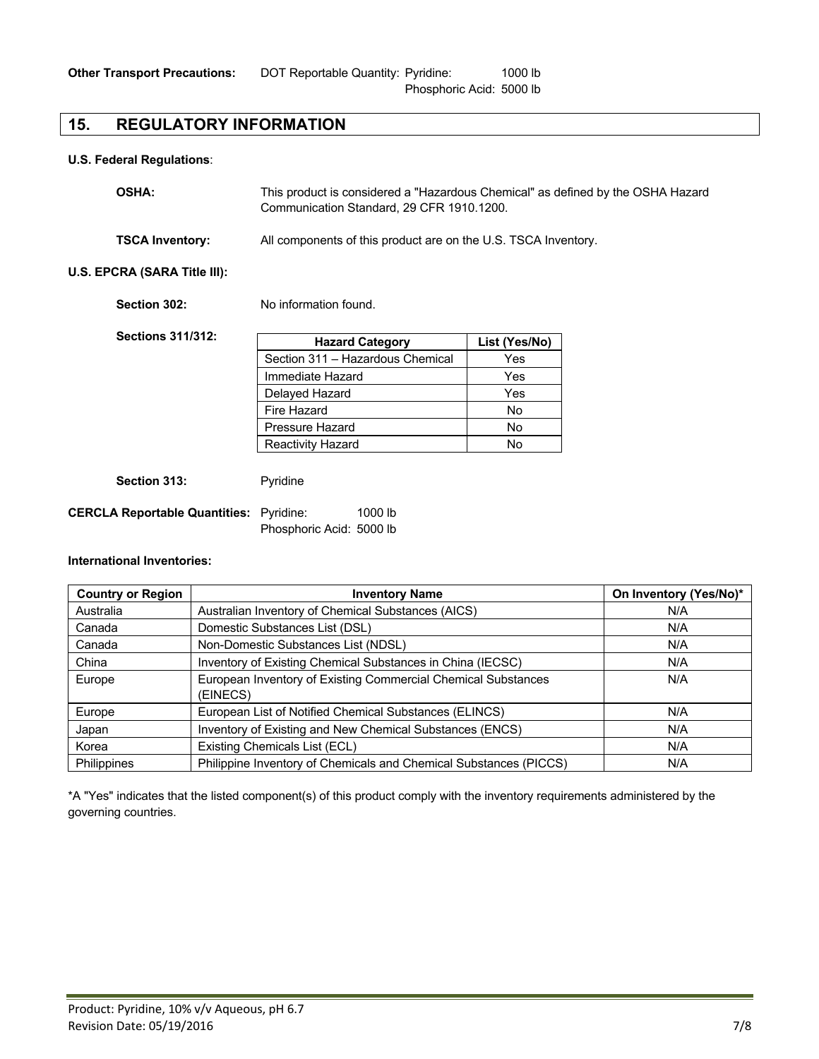**Other Transport Precautions:** DOT Reportable Quantity: Pyridine: 1000 lb
Phosphoric Acid: 5000 lb

## 15. REGULATORY INFORMATION

**U.S. Federal Regulations**:

**OSHA:** This product is considered a "Hazardous Chemical" as defined by the OSHA Hazard Communication Standard, 29 CFR 1910.1200.

**TSCA Inventory:** All components of this product are on the U.S. TSCA Inventory.

**U.S. EPCRA (SARA Title III):**

**Section 302:** No information found.

**Sections 311/312:**

| Hazard Category | List (Yes/No) |
|---|---|
| Section 311 – Hazardous Chemical | Yes |
| Immediate Hazard | Yes |
| Delayed Hazard | Yes |
| Fire Hazard | No |
| Pressure Hazard | No |
| Reactivity Hazard | No |

**Section 313:** Pyridine

**CERCLA Reportable Quantities:** Pyridine: 1000 lb
Phosphoric Acid: 5000 lb

**International Inventories:**

| Country or Region | Inventory Name | On Inventory (Yes/No)* |
|---|---|---|
| Australia | Australian Inventory of Chemical Substances (AICS) | N/A |
| Canada | Domestic Substances List (DSL) | N/A |
| Canada | Non-Domestic Substances List (NDSL) | N/A |
| China | Inventory of Existing Chemical Substances in China (IECSC) | N/A |
| Europe | European Inventory of Existing Commercial Chemical Substances (EINECS) | N/A |
| Europe | European List of Notified Chemical Substances (ELINCS) | N/A |
| Japan | Inventory of Existing and New Chemical Substances (ENCS) | N/A |
| Korea | Existing Chemicals List (ECL) | N/A |
| Philippines | Philippine Inventory of Chemicals and Chemical Substances (PICCS) | N/A |

*A "Yes" indicates that the listed component(s) of this product comply with the inventory requirements administered by the governing countries.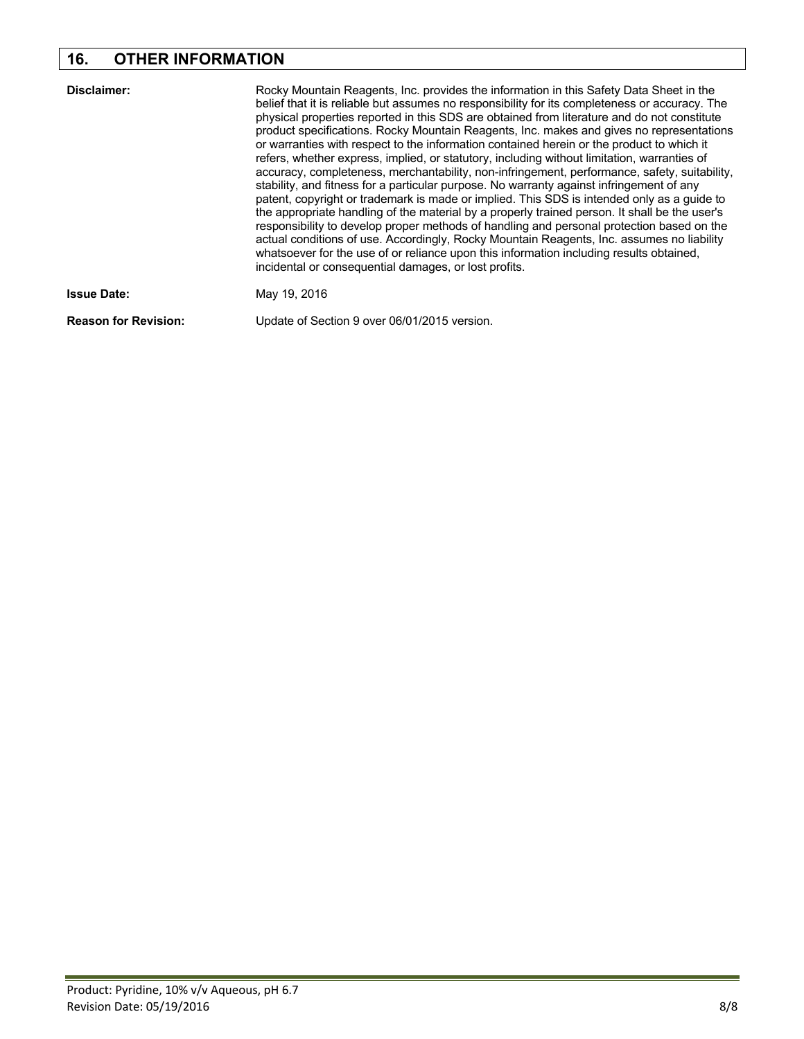## 16. OTHER INFORMATION

**Disclaimer:** Rocky Mountain Reagents, Inc. provides the information in this Safety Data Sheet in the belief that it is reliable but assumes no responsibility for its completeness or accuracy. The physical properties reported in this SDS are obtained from literature and do not constitute product specifications. Rocky Mountain Reagents, Inc. makes and gives no representations or warranties with respect to the information contained herein or the product to which it refers, whether express, implied, or statutory, including without limitation, warranties of accuracy, completeness, merchantability, non-infringement, performance, safety, suitability, stability, and fitness for a particular purpose. No warranty against infringement of any patent, copyright or trademark is made or implied. This SDS is intended only as a guide to the appropriate handling of the material by a properly trained person. It shall be the user's responsibility to develop proper methods of handling and personal protection based on the actual conditions of use. Accordingly, Rocky Mountain Reagents, Inc. assumes no liability whatsoever for the use of or reliance upon this information including results obtained, incidental or consequential damages, or lost profits.

**Issue Date:** May 19, 2016

**Reason for Revision:** Update of Section 9 over 06/01/2015 version.